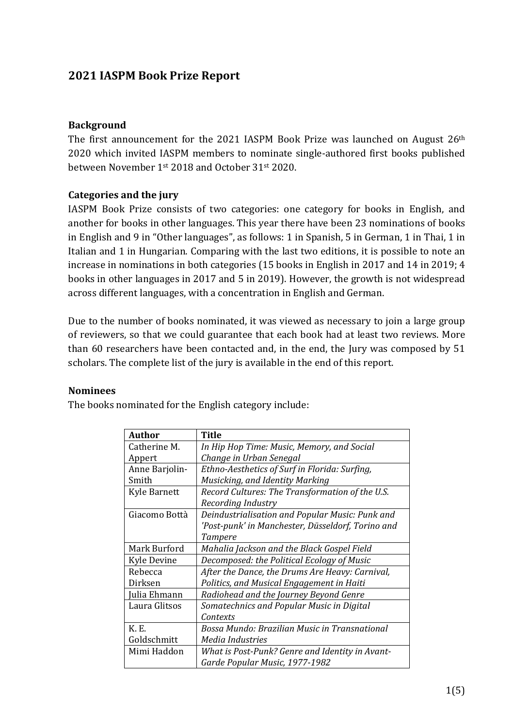## 2021 IASPM Book Prize Report

### Background

The first announcement for the 2021 IASPM Book Prize was launched on August 26th 2020 which invited IASPM members to nominate single-authored first books published between November 1st 2018 and October 31st 2020.

### Categories and the jury

IASPM Book Prize consists of two categories: one category for books in English, and another for books in other languages. This year there have been 23 nominations of books in English and 9 in "Other languages", as follows: 1 in Spanish, 5 in German, 1 in Thai, 1 in Italian and 1 in Hungarian. Comparing with the last two editions, it is possible to note an increase in nominations in both categories (15 books in English in 2017 and 14 in 2019; 4 books in other languages in 2017 and 5 in 2019). However, the growth is not widespread across different languages, with a concentration in English and German.

Due to the number of books nominated, it was viewed as necessary to join a large group of reviewers, so that we could guarantee that each book had at least two reviews. More than 60 researchers have been contacted and, in the end, the Jury was composed by 51 scholars. The complete list of the jury is available in the end of this report.

### Nominees

The books nominated for the English category include:

| Author | Title |
|---|---|
| Catherine M. Appert | *In Hip Hop Time: Music, Memory, and Social Change in Urban Senegal* |
| Anne Barjolin-Smith | *Ethno-Aesthetics of Surf in Florida: Surfing, Musicking, and Identity Marking* |
| Kyle Barnett | *Record Cultures: The Transformation of the U.S. Recording Industry* |
| Giacomo Bottà | *Deindustrialisation and Popular Music: Punk and 'Post-punk' in Manchester, Düsseldorf, Torino and Tampere* |
| Mark Burford | *Mahalia Jackson and the Black Gospel Field* |
| Kyle Devine | *Decomposed: the Political Ecology of Music* |
| Rebecca Dirksen | *After the Dance, the Drums Are Heavy: Carnival, Politics, and Musical Engagement in Haiti* |
| Julia Ehmann | *Radiohead and the Journey Beyond Genre* |
| Laura Glitsos | *Somatechnics and Popular Music in Digital Contexts* |
| K. E. Goldschmitt | *Bossa Mundo: Brazilian Music in Transnational Media Industries* |
| Mimi Haddon | *What is Post-Punk? Genre and Identity in Avant-Garde Popular Music, 1977-1982* |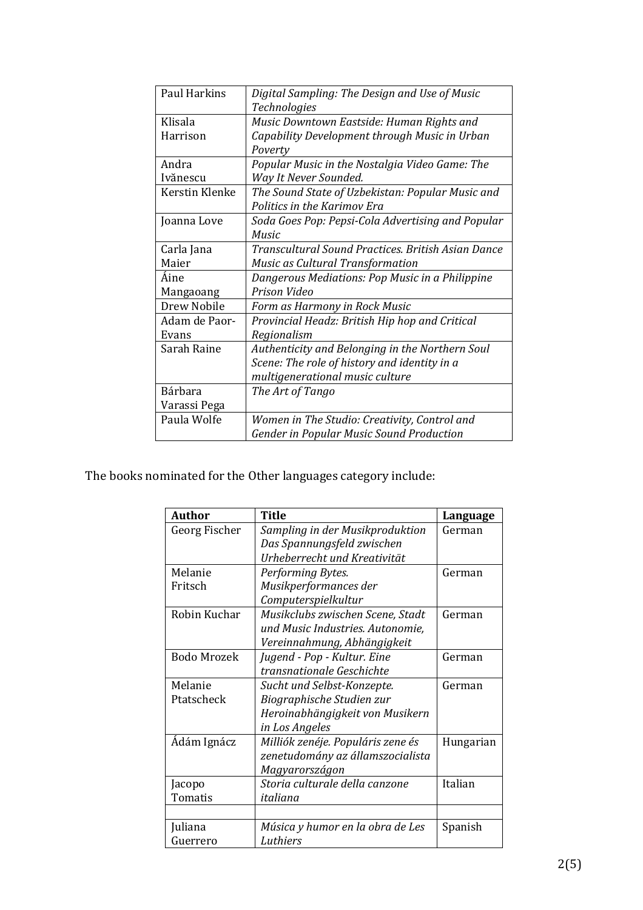| | |
|---|---|
| Paul Harkins | *Digital Sampling: The Design and Use of Music Technologies* |
| Klisala Harrison | *Music Downtown Eastside: Human Rights and Capability Development through Music in Urban Poverty* |
| Andra Ivănescu | *Popular Music in the Nostalgia Video Game: The Way It Never Sounded.* |
| Kerstin Klenke | *The Sound State of Uzbekistan: Popular Music and Politics in the Karimov Era* |
| Joanna Love | *Soda Goes Pop: Pepsi-Cola Advertising and Popular Music* |
| Carla Jana Maier | *Transcultural Sound Practices. British Asian Dance Music as Cultural Transformation* |
| Áine Mangaoang | *Dangerous Mediations: Pop Music in a Philippine Prison Video* |
| Drew Nobile | *Form as Harmony in Rock Music* |
| Adam de Paor-Evans | *Provincial Headz: British Hip hop and Critical Regionalism* |
| Sarah Raine | *Authenticity and Belonging in the Northern Soul Scene: The role of history and identity in a multigenerational music culture* |
| Bárbara Varassi Pega | *The Art of Tango* |
| Paula Wolfe | *Women in The Studio: Creativity, Control and Gender in Popular Music Sound Production* |

The books nominated for the Other languages category include:

| Author | Title | Language |
|---|---|---|
| Georg Fischer | *Sampling in der Musikproduktion Das Spannungsfeld zwischen Urheberrecht und Kreativität* | German |
| Melanie Fritsch | *Performing Bytes. Musikperformances der Computerspielkultur* | German |
| Robin Kuchar | *Musikclubs zwischen Scene, Stadt und Music Industries. Autonomie, Vereinnahmung, Abhängigkeit* | German |
| Bodo Mrozek | *Jugend - Pop - Kultur. Eine transnationale Geschichte* | German |
| Melanie Ptatscheck | *Sucht und Selbst-Konzepte. Biographische Studien zur Heroinabhängigkeit von Musikern in Los Angeles* | German |
| Ádám Ignácz | *Milliók zenéje. Populáris zene és zenetudomány az államszocialista Magyarországon* | Hungarian |
| Jacopo Tomatis | *Storia culturale della canzone italiana* | Italian |
| | | |
| Juliana Guerrero | *Música y humor en la obra de Les Luthiers* | Spanish |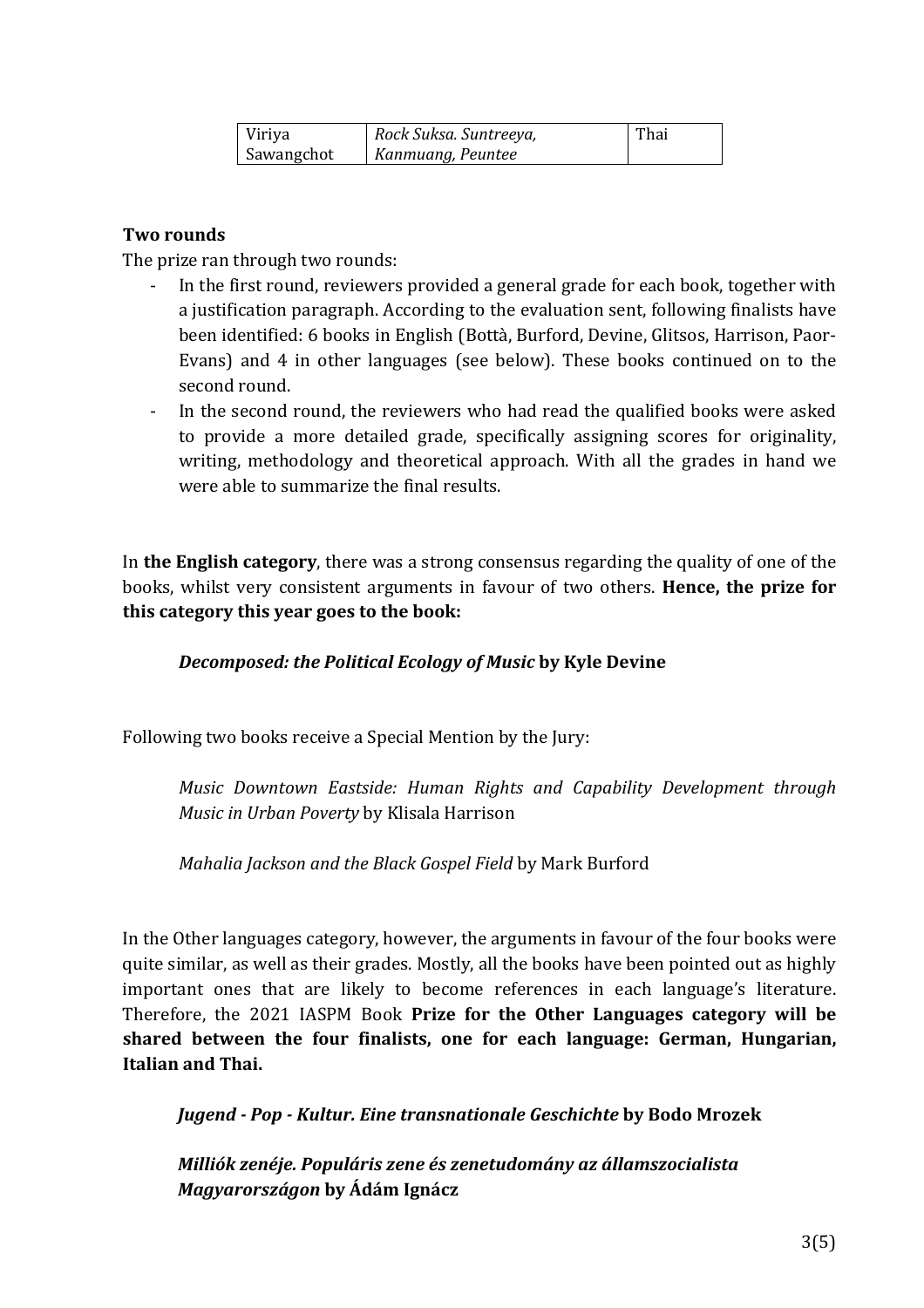| Viriya Sawangchot | *Rock Suksa. Suntreeya, Kanmuang, Peuntee* | Thai |
|---|---|---|

**Two rounds**

The prize ran through two rounds:

- In the first round, reviewers provided a general grade for each book, together with a justification paragraph. According to the evaluation sent, following finalists have been identified: 6 books in English (Bottà, Burford, Devine, Glitsos, Harrison, Paor-Evans) and 4 in other languages (see below). These books continued on to the second round.
- In the second round, the reviewers who had read the qualified books were asked to provide a more detailed grade, specifically assigning scores for originality, writing, methodology and theoretical approach. With all the grades in hand we were able to summarize the final results.

In **the English category**, there was a strong consensus regarding the quality of one of the books, whilst very consistent arguments in favour of two others. **Hence, the prize for this category this year goes to the book:**

> ***Decomposed: the Political Ecology of Music* by Kyle Devine**

Following two books receive a Special Mention by the Jury:

> *Music Downtown Eastside: Human Rights and Capability Development through Music in Urban Poverty* by Klisala Harrison
>
> *Mahalia Jackson and the Black Gospel Field* by Mark Burford

In the Other languages category, however, the arguments in favour of the four books were quite similar, as well as their grades. Mostly, all the books have been pointed out as highly important ones that are likely to become references in each language's literature. Therefore, the 2021 IASPM Book **Prize for the Other Languages category will be shared between the four finalists, one for each language: German, Hungarian, Italian and Thai.**

> ***Jugend - Pop - Kultur. Eine transnationale Geschichte* by Bodo Mrozek**
>
> ***Milliók zenéje. Populáris zene és zenetudomány az államszocialista Magyarországon* by Ádám Ignácz**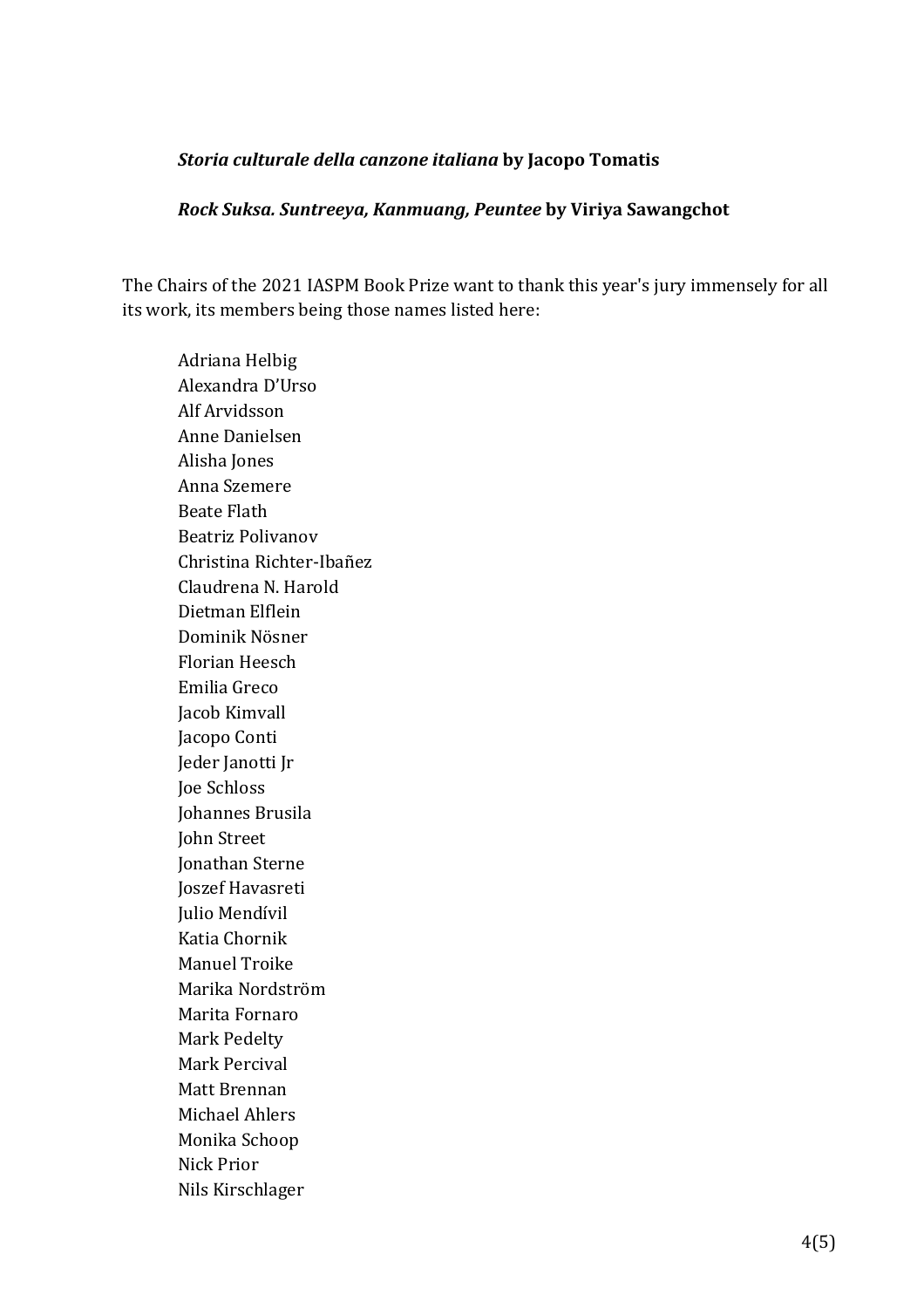***Storia culturale della canzone italiana* by Jacopo Tomatis**

***Rock Suksa. Suntreeya, Kanmuang, Peuntee* by Viriya Sawangchot**

The Chairs of the 2021 IASPM Book Prize want to thank this year's jury immensely for all its work, its members being those names listed here:

Adriana Helbig
Alexandra D'Urso
Alf Arvidsson
Anne Danielsen
Alisha Jones
Anna Szemere
Beate Flath
Beatriz Polivanov
Christina Richter-Ibañez
Claudrena N. Harold
Dietman Elflein
Dominik Nösner
Florian Heesch
Emilia Greco
Jacob Kimvall
Jacopo Conti
Jeder Janotti Jr
Joe Schloss
Johannes Brusila
John Street
Jonathan Sterne
Joszef Havasreti
Julio Mendívil
Katia Chornik
Manuel Troike
Marika Nordström
Marita Fornaro
Mark Pedelty
Mark Percival
Matt Brennan
Michael Ahlers
Monika Schoop
Nick Prior
Nils Kirschlager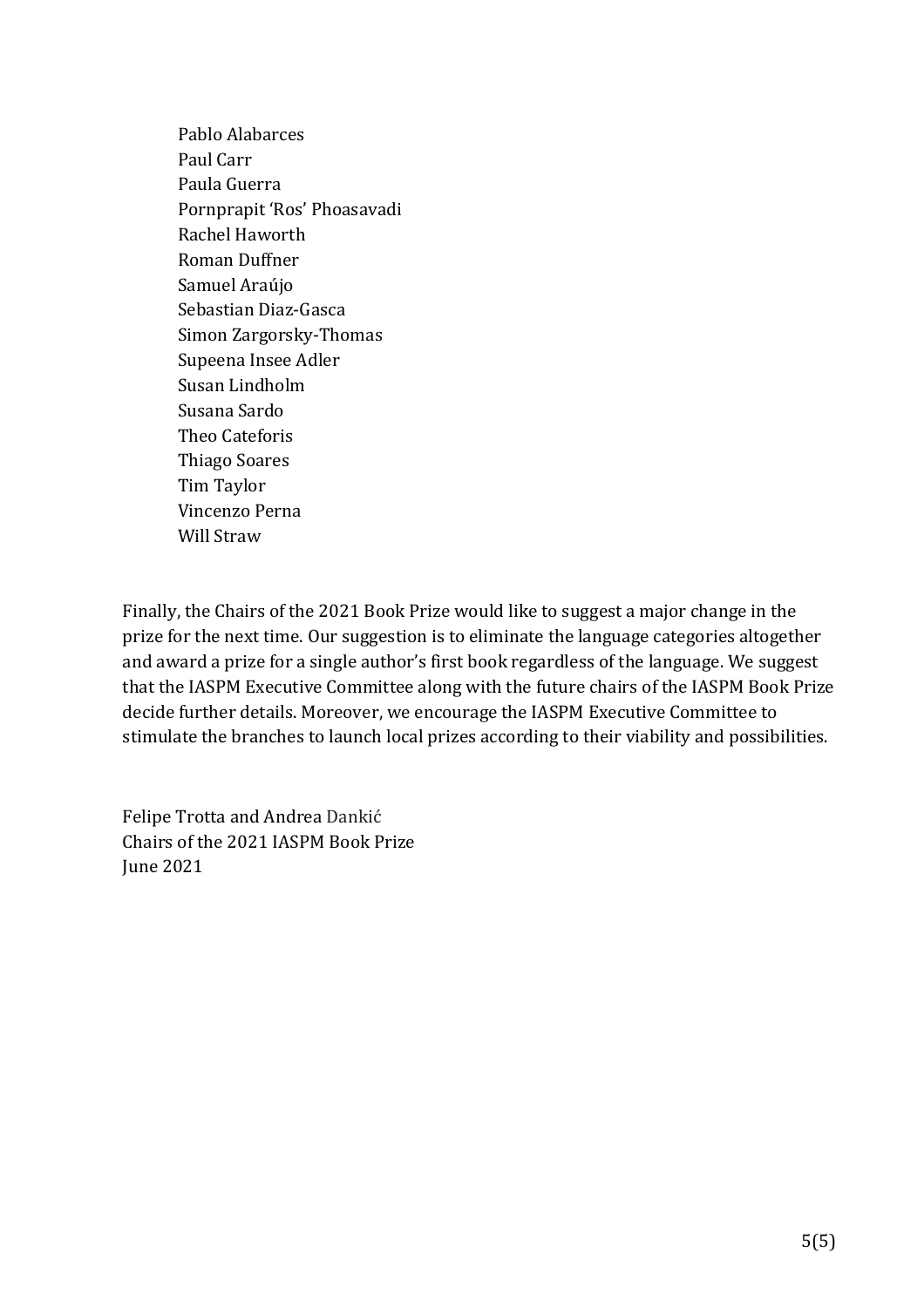Pablo Alabarces  
Paul Carr  
Paula Guerra  
Pornprapit 'Ros' Phoasavadi  
Rachel Haworth  
Roman Duffner  
Samuel Araújo  
Sebastian Diaz-Gasca  
Simon Zargorsky-Thomas  
Supeena Insee Adler  
Susan Lindholm  
Susana Sardo  
Theo Cateforis  
Thiago Soares  
Tim Taylor  
Vincenzo Perna  
Will Straw

Finally, the Chairs of the 2021 Book Prize would like to suggest a major change in the prize for the next time. Our suggestion is to eliminate the language categories altogether and award a prize for a single author's first book regardless of the language. We suggest that the IASPM Executive Committee along with the future chairs of the IASPM Book Prize decide further details. Moreover, we encourage the IASPM Executive Committee to stimulate the branches to launch local prizes according to their viability and possibilities.

Felipe Trotta and Andrea Dankić  
Chairs of the 2021 IASPM Book Prize  
June 2021